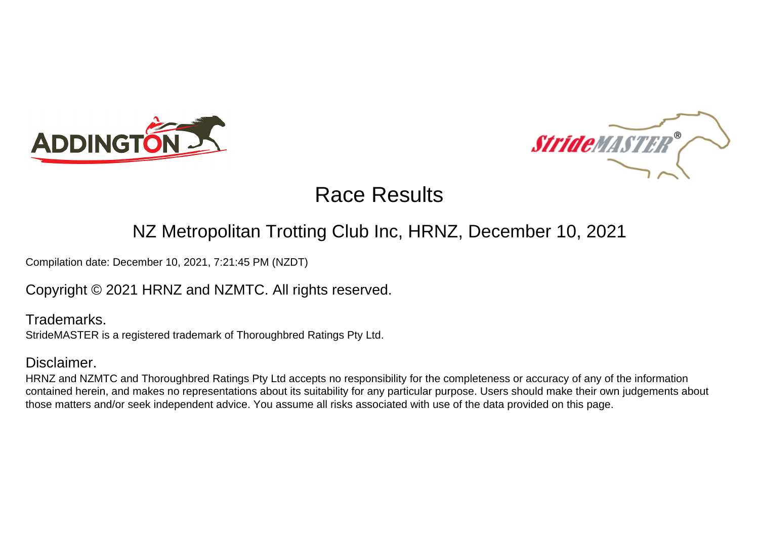# Race Results

## NZ Metropolitan Trotting Club Inc, HRNZ, December 10, 2021

Compilation date: December 10, 2021, 7:21:45 PM (NZDT)

Copyright © 2021 HRNZ and NZMTC. All rights reserved.

### Trademarks.

StrideMASTER is a registered trademark of Thoroughbred Ratings Pty Ltd.

### Disclaimer.

HRNZ and NZMTC and Thoroughbred Ratings Pty Ltd accepts no responsibility for the completeness or accuracy of any of the information contained herein, and makes no representations about its suitability for any particular purpose. Users should make their own judgements about those matters and/or seek independent advice. You assume all risks associated with use of the data provided on this page.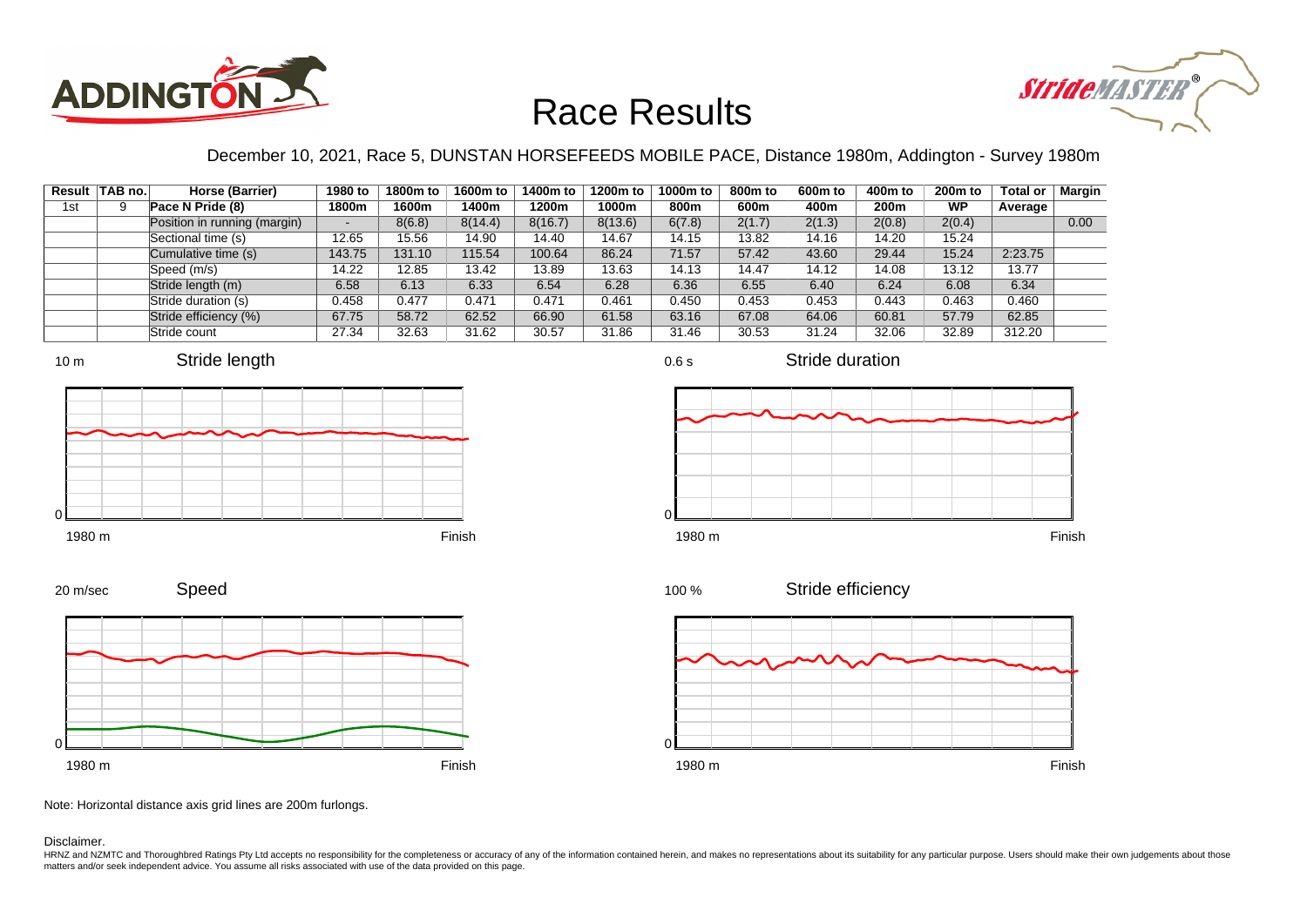# Race Results

December 10, 2021, Race 5, DUNSTAN HORSEFEEDS MOBILE PACE, Distance 1980m, Addington - Survey 1980m

| Result | TAB no. | Horse (Barrier) | 1980 to 1800m | 1800m to 1600m | 1600m to 1400m | 1400m to 1200m | 1200m to 1000m | 1000m to 800m | 800m to 600m | 600m to 400m | 400m to 200m | 200m to WP | Total or Average | Margin |
|---|---|---|---|---|---|---|---|---|---|---|---|---|---|---|
| 1st | 9 | Pace N Pride (8) | | | | | | | | | | | | |
| | | Position in running (margin) | - | 8(6.8) | 8(14.4) | 8(16.7) | 8(13.6) | 6(7.8) | 2(1.7) | 2(1.3) | 2(0.8) | 2(0.4) | | 0.00 |
| | | Sectional time (s) | 12.65 | 15.56 | 14.90 | 14.40 | 14.67 | 14.15 | 13.82 | 14.16 | 14.20 | 15.24 | | |
| | | Cumulative time (s) | 143.75 | 131.10 | 115.54 | 100.64 | 86.24 | 71.57 | 57.42 | 43.60 | 29.44 | 15.24 | 2:23.75 | |
| | | Speed (m/s) | 14.22 | 12.85 | 13.42 | 13.89 | 13.63 | 14.13 | 14.47 | 14.12 | 14.08 | 13.12 | 13.77 | |
| | | Stride length (m) | 6.58 | 6.13 | 6.33 | 6.54 | 6.28 | 6.36 | 6.55 | 6.40 | 6.24 | 6.08 | 6.34 | |
| | | Stride duration (s) | 0.458 | 0.477 | 0.471 | 0.471 | 0.461 | 0.450 | 0.453 | 0.453 | 0.443 | 0.463 | 0.460 | |
| | | Stride efficiency (%) | 67.75 | 58.72 | 62.52 | 66.90 | 61.58 | 63.16 | 67.08 | 64.06 | 60.81 | 57.79 | 62.85 | |
| | | Stride count | 27.34 | 32.63 | 31.62 | 30.57 | 31.86 | 31.46 | 30.53 | 31.24 | 32.06 | 32.89 | 312.20 | |

Note: Horizontal distance axis grid lines are 200m furlongs.

Disclaimer.

HRNZ and NZMTC and Thoroughbred Ratings Pty Ltd accepts no responsibility for the completeness or accuracy of any of the information contained herein, and makes no representations about its suitability for any particular purpose. Users should make their own judgements about those matters and/or seek independent advice. You assume all risks associated with use of the data provided on this page.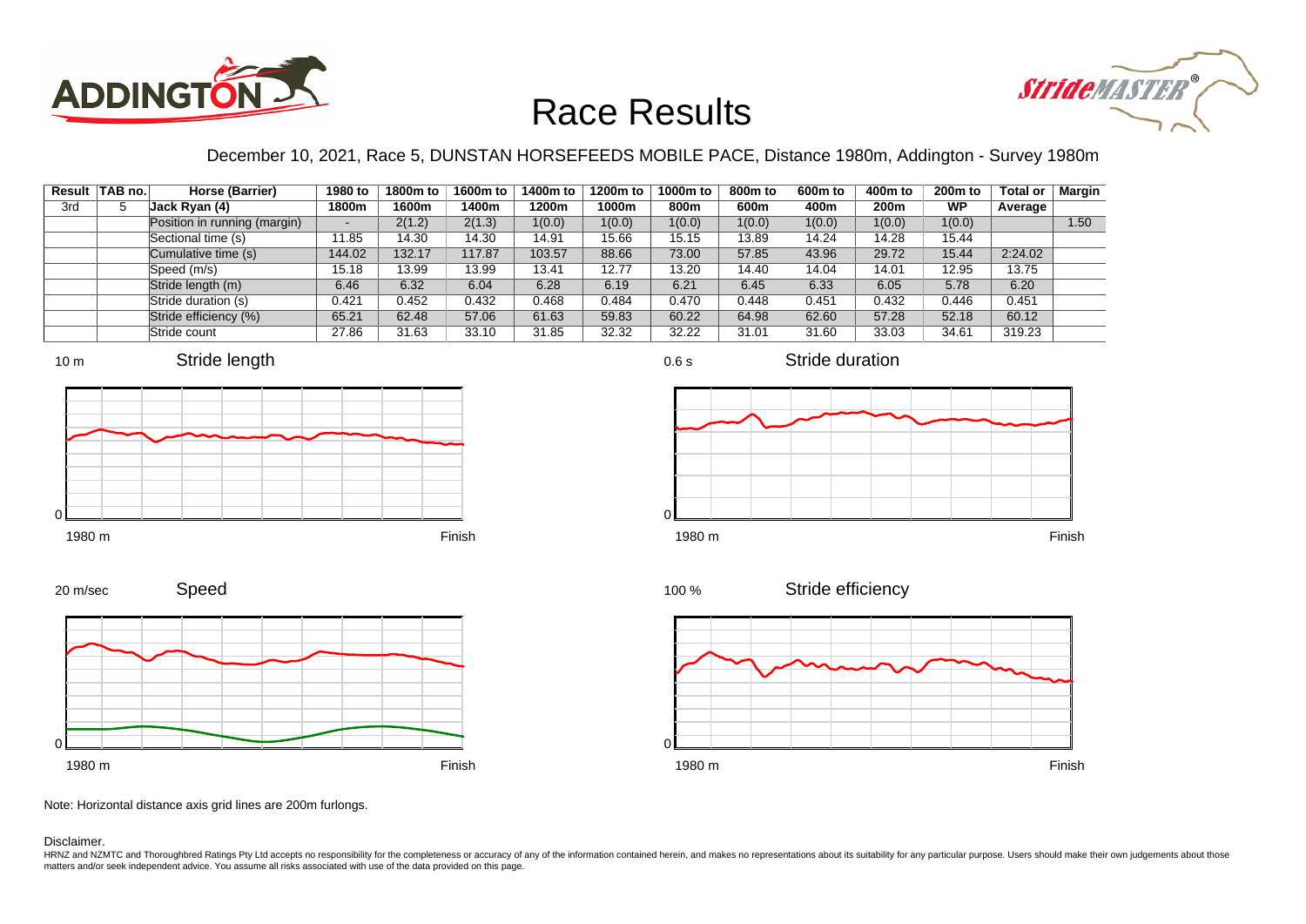# Race Results

December 10, 2021, Race 5, DUNSTAN HORSEFEEDS MOBILE PACE, Distance 1980m, Addington - Survey 1980m

| Result | TAB no. | Horse (Barrier) | 1980 to 1800m | 1800m to 1600m | 1600m to 1400m | 1400m to 1200m | 1200m to 1000m | 1000m to 800m | 800m to 600m | 600m to 400m | 400m to 200m | 200m to WP | Total or Average | Margin |
|---|---|---|---|---|---|---|---|---|---|---|---|---|---|---|
| 3rd | 5 | Jack Ryan (4) | | | | | | | | | | | | |
| | | Position in running (margin) | - | 2(1.2) | 2(1.3) | 1(0.0) | 1(0.0) | 1(0.0) | 1(0.0) | 1(0.0) | 1(0.0) | 1(0.0) | | 1.50 |
| | | Sectional time (s) | 11.85 | 14.30 | 14.30 | 14.91 | 15.66 | 15.15 | 13.89 | 14.24 | 14.28 | 15.44 | | |
| | | Cumulative time (s) | 144.02 | 132.17 | 117.87 | 103.57 | 88.66 | 73.00 | 57.85 | 43.96 | 29.72 | 15.44 | 2:24.02 | |
| | | Speed (m/s) | 15.18 | 13.99 | 13.99 | 13.41 | 12.77 | 13.20 | 14.40 | 14.04 | 14.01 | 12.95 | 13.75 | |
| | | Stride length (m) | 6.46 | 6.32 | 6.04 | 6.28 | 6.19 | 6.21 | 6.45 | 6.33 | 6.05 | 5.78 | 6.20 | |
| | | Stride duration (s) | 0.421 | 0.452 | 0.432 | 0.468 | 0.484 | 0.470 | 0.448 | 0.451 | 0.432 | 0.446 | 0.451 | |
| | | Stride efficiency (%) | 65.21 | 62.48 | 57.06 | 61.63 | 59.83 | 60.22 | 64.98 | 62.60 | 57.28 | 52.18 | 60.12 | |
| | | Stride count | 27.86 | 31.63 | 33.10 | 31.85 | 32.32 | 32.22 | 31.01 | 31.60 | 33.03 | 34.61 | 319.23 | |

Stride length (10 m scale; 1980 m to Finish)

Stride duration (0.6 s scale; 1980 m to Finish)

Speed (20 m/sec scale; 1980 m to Finish)

Stride efficiency (100 % scale; 1980 m to Finish)

Note: Horizontal distance axis grid lines are 200m furlongs.

Disclaimer.

HRNZ and NZMTC and Thoroughbred Ratings Pty Ltd accepts no responsibility for the completeness or accuracy of any of the information contained herein, and makes no representations about its suitability for any particular purpose. Users should make their own judgements about those matters and/or seek independent advice. You assume all risks associated with use of the data provided on this page.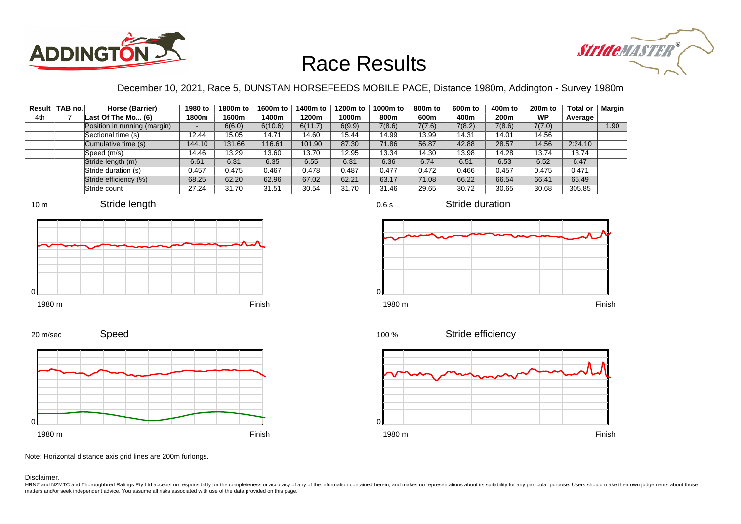# Race Results

December 10, 2021, Race 5, DUNSTAN HORSEFEEDS MOBILE PACE, Distance 1980m, Addington - Survey 1980m

| Result | TAB no. | Horse (Barrier) | 1980 to 1800m | 1800m to 1600m | 1600m to 1400m | 1400m to 1200m | 1200m to 1000m | 1000m to 800m | 800m to 600m | 600m to 400m | 400m to 200m | 200m to WP | Total or Average | Margin |
|---|---|---|---|---|---|---|---|---|---|---|---|---|---|---|
| 4th | 7 | Last Of The Mo... (6) | | | | | | | | | | | | |
| | | Position in running (margin) | - | 6(6.0) | 6(10.6) | 6(11.7) | 6(9.9) | 7(8.6) | 7(7.6) | 7(8.2) | 7(8.6) | 7(7.0) | | 1.90 |
| | | Sectional time (s) | 12.44 | 15.05 | 14.71 | 14.60 | 15.44 | 14.99 | 13.99 | 14.31 | 14.01 | 14.56 | | |
| | | Cumulative time (s) | 144.10 | 131.66 | 116.61 | 101.90 | 87.30 | 71.86 | 56.87 | 42.88 | 28.57 | 14.56 | 2:24.10 | |
| | | Speed (m/s) | 14.46 | 13.29 | 13.60 | 13.70 | 12.95 | 13.34 | 14.30 | 13.98 | 14.28 | 13.74 | 13.74 | |
| | | Stride length (m) | 6.61 | 6.31 | 6.35 | 6.55 | 6.31 | 6.36 | 6.74 | 6.51 | 6.53 | 6.52 | 6.47 | |
| | | Stride duration (s) | 0.457 | 0.475 | 0.467 | 0.478 | 0.487 | 0.477 | 0.472 | 0.466 | 0.457 | 0.475 | 0.471 | |
| | | Stride efficiency (%) | 68.25 | 62.20 | 62.96 | 67.02 | 62.21 | 63.17 | 71.08 | 66.22 | 66.54 | 66.41 | 65.49 | |
| | | Stride count | 27.24 | 31.70 | 31.51 | 30.54 | 31.70 | 31.46 | 29.65 | 30.72 | 30.65 | 30.68 | 305.85 | |

Stride length (10 m; 1980 m to Finish)

Stride duration (0.6 s; 1980 m to Finish)

Speed (20 m/sec; 1980 m to Finish)

Stride efficiency (100 %; 1980 m to Finish)

Note: Horizontal distance axis grid lines are 200m furlongs.

Disclaimer.

HRNZ and NZMTC and Thoroughbred Ratings Pty Ltd accepts no responsibility for the completeness or accuracy of any of the information contained herein, and makes no representations about its suitability for any particular purpose. Users should make their own judgements about those matters and/or seek independent advice. You assume all risks associated with use of the data provided on this page.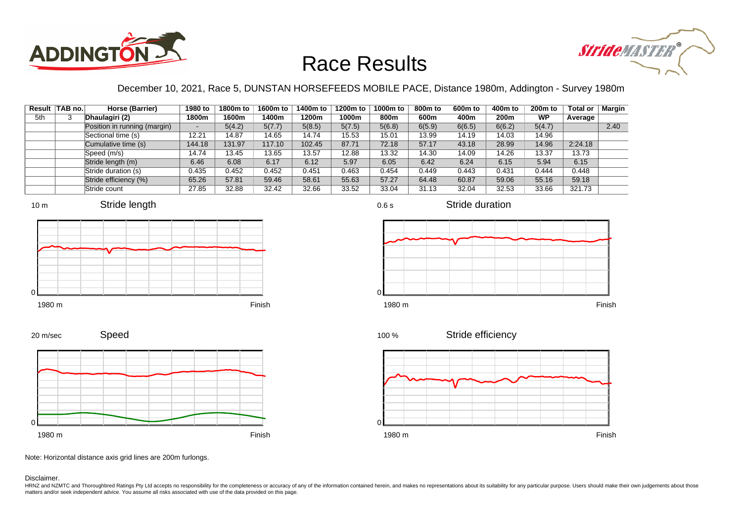# Race Results

December 10, 2021, Race 5, DUNSTAN HORSEFEEDS MOBILE PACE, Distance 1980m, Addington - Survey 1980m

| Result | TAB no. | Horse (Barrier) | 1980 to 1800m | 1800m to 1600m | 1600m to 1400m | 1400m to 1200m | 1200m to 1000m | 1000m to 800m | 800m to 600m | 600m to 400m | 400m to 200m | 200m to WP | Total or Average | Margin |
|---|---|---|---|---|---|---|---|---|---|---|---|---|---|---|
| 5th | 3 | Dhaulagiri (2) | | | | | | | | | | | | |
| | | Position in running (margin) | - | 5(4.2) | 5(7.7) | 5(8.5) | 5(7.5) | 5(6.8) | 6(5.9) | 6(6.5) | 6(6.2) | 5(4.7) | | 2.40 |
| | | Sectional time (s) | 12.21 | 14.87 | 14.65 | 14.74 | 15.53 | 15.01 | 13.99 | 14.19 | 14.03 | 14.96 | | |
| | | Cumulative time (s) | 144.18 | 131.97 | 117.10 | 102.45 | 87.71 | 72.18 | 57.17 | 43.18 | 28.99 | 14.96 | 2:24.18 | |
| | | Speed (m/s) | 14.74 | 13.45 | 13.65 | 13.57 | 12.88 | 13.32 | 14.30 | 14.09 | 14.26 | 13.37 | 13.73 | |
| | | Stride length (m) | 6.46 | 6.08 | 6.17 | 6.12 | 5.97 | 6.05 | 6.42 | 6.24 | 6.15 | 5.94 | 6.15 | |
| | | Stride duration (s) | 0.435 | 0.452 | 0.452 | 0.451 | 0.463 | 0.454 | 0.449 | 0.443 | 0.431 | 0.444 | 0.448 | |
| | | Stride efficiency (%) | 65.26 | 57.81 | 59.46 | 58.61 | 55.63 | 57.27 | 64.48 | 60.87 | 59.06 | 55.16 | 59.18 | |
| | | Stride count | 27.85 | 32.88 | 32.42 | 32.66 | 33.52 | 33.04 | 31.13 | 32.04 | 32.53 | 33.66 | 321.73 | |

Note: Horizontal distance axis grid lines are 200m furlongs.

Disclaimer.

HRNZ and NZMTC and Thoroughbred Ratings Pty Ltd accepts no responsibility for the completeness or accuracy of any of the information contained herein, and makes no representations about its suitability for any particular purpose. Users should make their own judgements about those matters and/or seek independent advice. You assume all risks associated with use of the data provided on this page.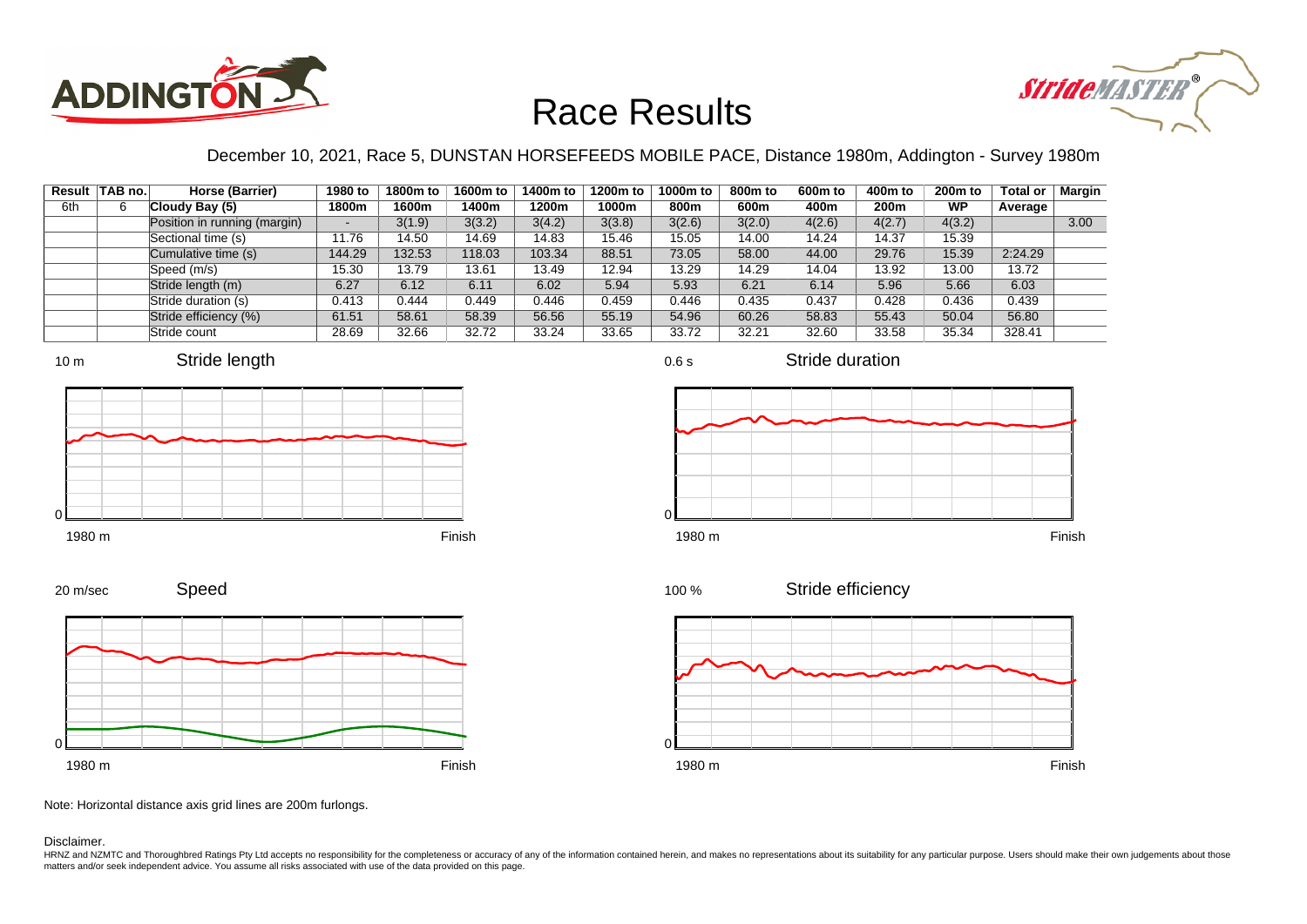# Race Results

December 10, 2021, Race 5, DUNSTAN HORSEFEEDS MOBILE PACE, Distance 1980m, Addington - Survey 1980m

| Result | TAB no. | Horse (Barrier) | 1980 to 1800m | 1800m to 1600m | 1600m to 1400m | 1400m to 1200m | 1200m to 1000m | 1000m to 800m | 800m to 600m | 600m to 400m | 400m to 200m | 200m to WP | Total or Average | Margin |
|---|---|---|---|---|---|---|---|---|---|---|---|---|---|---|
| 6th | 6 | Cloudy Bay (5) | | | | | | | | | | | | |
| | | Position in running (margin) | - | 3(1.9) | 3(3.2) | 3(4.2) | 3(3.8) | 3(2.6) | 3(2.0) | 4(2.6) | 4(2.7) | 4(3.2) | | 3.00 |
| | | Sectional time (s) | 11.76 | 14.50 | 14.69 | 14.83 | 15.46 | 15.05 | 14.00 | 14.24 | 14.37 | 15.39 | | |
| | | Cumulative time (s) | 144.29 | 132.53 | 118.03 | 103.34 | 88.51 | 73.05 | 58.00 | 44.00 | 29.76 | 15.39 | 2:24.29 | |
| | | Speed (m/s) | 15.30 | 13.79 | 13.61 | 13.49 | 12.94 | 13.29 | 14.29 | 14.04 | 13.92 | 13.00 | 13.72 | |
| | | Stride length (m) | 6.27 | 6.12 | 6.11 | 6.02 | 5.94 | 5.93 | 6.21 | 6.14 | 5.96 | 5.66 | 6.03 | |
| | | Stride duration (s) | 0.413 | 0.444 | 0.449 | 0.446 | 0.459 | 0.446 | 0.435 | 0.437 | 0.428 | 0.436 | 0.439 | |
| | | Stride efficiency (%) | 61.51 | 58.61 | 58.39 | 56.56 | 55.19 | 54.96 | 60.26 | 58.83 | 55.43 | 50.04 | 56.80 | |
| | | Stride count | 28.69 | 32.66 | 32.72 | 33.24 | 33.65 | 33.72 | 32.21 | 32.60 | 33.58 | 35.34 | 328.41 | |

Note: Horizontal distance axis grid lines are 200m furlongs.

Disclaimer.

HRNZ and NZMTC and Thoroughbred Ratings Pty Ltd accepts no responsibility for the completeness or accuracy of any of the information contained herein, and makes no representations about its suitability for any particular purpose. Users should make their own judgements about those matters and/or seek independent advice. You assume all risks associated with use of the data provided on this page.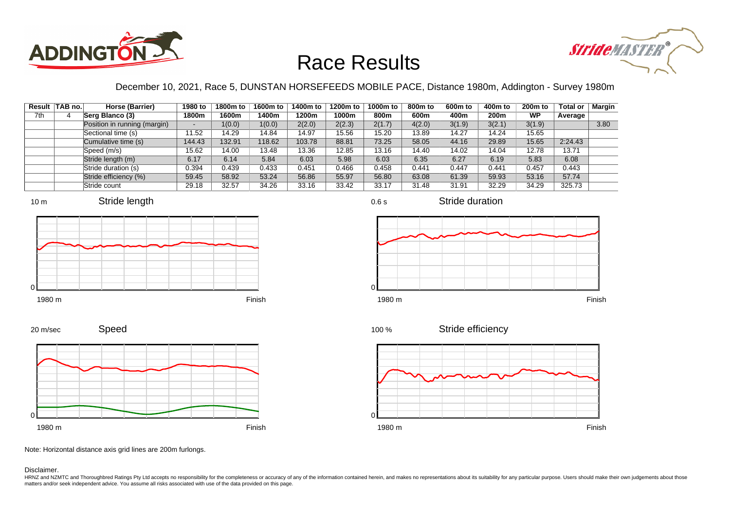# Race Results

December 10, 2021, Race 5, DUNSTAN HORSEFEEDS MOBILE PACE, Distance 1980m, Addington - Survey 1980m

| Result | TAB no. | Horse (Barrier) | 1980 to 1800m | 1800m to 1600m | 1600m to 1400m | 1400m to 1200m | 1200m to 1000m | 1000m to 800m | 800m to 600m | 600m to 400m | 400m to 200m | 200m to WP | Total or Average | Margin |
|---|---|---|---|---|---|---|---|---|---|---|---|---|---|---|
| 7th | 4 | Serg Blanco (3) | | | | | | | | | | | | |
| | | Position in running (margin) | - | 1(0.0) | 1(0.0) | 2(2.0) | 2(2.3) | 2(1.7) | 4(2.0) | 3(1.9) | 3(2.1) | 3(1.9) | | 3.80 |
| | | Sectional time (s) | 11.52 | 14.29 | 14.84 | 14.97 | 15.56 | 15.20 | 13.89 | 14.27 | 14.24 | 15.65 | | |
| | | Cumulative time (s) | 144.43 | 132.91 | 118.62 | 103.78 | 88.81 | 73.25 | 58.05 | 44.16 | 29.89 | 15.65 | 2:24.43 | |
| | | Speed (m/s) | 15.62 | 14.00 | 13.48 | 13.36 | 12.85 | 13.16 | 14.40 | 14.02 | 14.04 | 12.78 | 13.71 | |
| | | Stride length (m) | 6.17 | 6.14 | 5.84 | 6.03 | 5.98 | 6.03 | 6.35 | 6.27 | 6.19 | 5.83 | 6.08 | |
| | | Stride duration (s) | 0.394 | 0.439 | 0.433 | 0.451 | 0.466 | 0.458 | 0.441 | 0.447 | 0.441 | 0.457 | 0.443 | |
| | | Stride efficiency (%) | 59.45 | 58.92 | 53.24 | 56.86 | 55.97 | 56.80 | 63.08 | 61.39 | 59.93 | 53.16 | 57.74 | |
| | | Stride count | 29.18 | 32.57 | 34.26 | 33.16 | 33.42 | 33.17 | 31.48 | 31.91 | 32.29 | 34.29 | 325.73 | |

Note: Horizontal distance axis grid lines are 200m furlongs.

Disclaimer.

HRNZ and NZMTC and Thoroughbred Ratings Pty Ltd accepts no responsibility for the completeness or accuracy of any of the information contained herein, and makes no representations about its suitability for any particular purpose. Users should make their own judgements about those matters and/or seek independent advice. You assume all risks associated with use of the data provided on this page.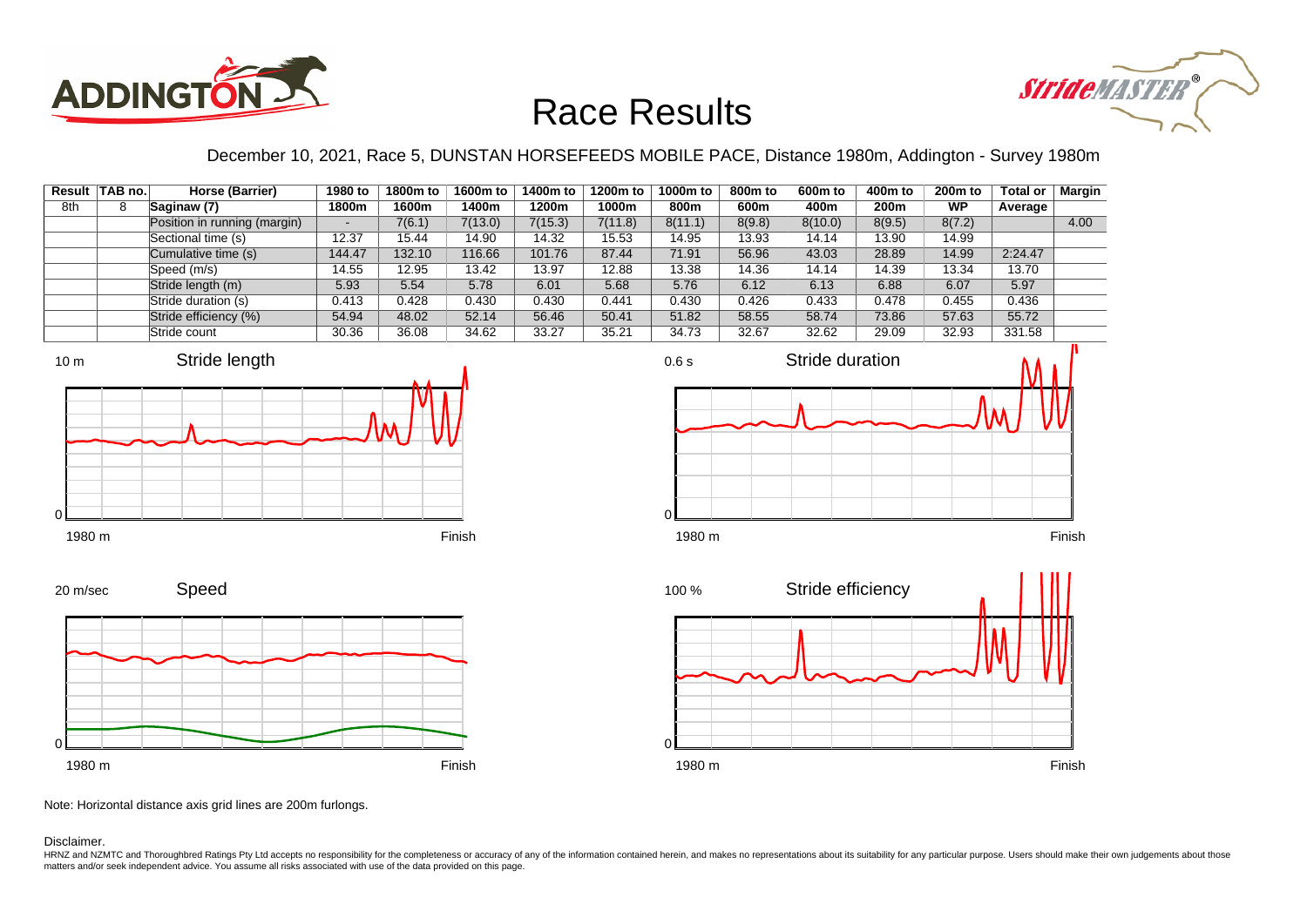# Race Results

December 10, 2021, Race 5, DUNSTAN HORSEFEEDS MOBILE PACE, Distance 1980m, Addington - Survey 1980m

| Result | TAB no. | Horse (Barrier) | 1980 to 1800m | 1800m to 1600m | 1600m to 1400m | 1400m to 1200m | 1200m to 1000m | 1000m to 800m | 800m to 600m | 600m to 400m | 400m to 200m | 200m to WP | Total or Average | Margin |
|---|---|---|---|---|---|---|---|---|---|---|---|---|---|---|
| 8th | 8 | Saginaw (7) | | | | | | | | | | | | |
| | | Position in running (margin) | - | 7(6.1) | 7(13.0) | 7(15.3) | 7(11.8) | 8(11.1) | 8(9.8) | 8(10.0) | 8(9.5) | 8(7.2) | | 4.00 |
| | | Sectional time (s) | 12.37 | 15.44 | 14.90 | 14.32 | 15.53 | 14.95 | 13.93 | 14.14 | 13.90 | 14.99 | | |
| | | Cumulative time (s) | 144.47 | 132.10 | 116.66 | 101.76 | 87.44 | 71.91 | 56.96 | 43.03 | 28.89 | 14.99 | 2:24.47 | |
| | | Speed (m/s) | 14.55 | 12.95 | 13.42 | 13.97 | 12.88 | 13.38 | 14.36 | 14.14 | 14.39 | 13.34 | 13.70 | |
| | | Stride length (m) | 5.93 | 5.54 | 5.78 | 6.01 | 5.68 | 5.76 | 6.12 | 6.13 | 6.88 | 6.07 | 5.97 | |
| | | Stride duration (s) | 0.413 | 0.428 | 0.430 | 0.430 | 0.441 | 0.430 | 0.426 | 0.433 | 0.478 | 0.455 | 0.436 | |
| | | Stride efficiency (%) | 54.94 | 48.02 | 52.14 | 56.46 | 50.41 | 51.82 | 58.55 | 58.74 | 73.86 | 57.63 | 55.72 | |
| | | Stride count | 30.36 | 36.08 | 34.62 | 33.27 | 35.21 | 34.73 | 32.67 | 32.62 | 29.09 | 32.93 | 331.58 | |

Note: Horizontal distance axis grid lines are 200m furlongs.

Disclaimer.

HRNZ and NZMTC and Thoroughbred Ratings Pty Ltd accepts no responsibility for the completeness or accuracy of any of the information contained herein, and makes no representations about its suitability for any particular purpose. Users should make their own judgements about those matters and/or seek independent advice. You assume all risks associated with use of the data provided on this page.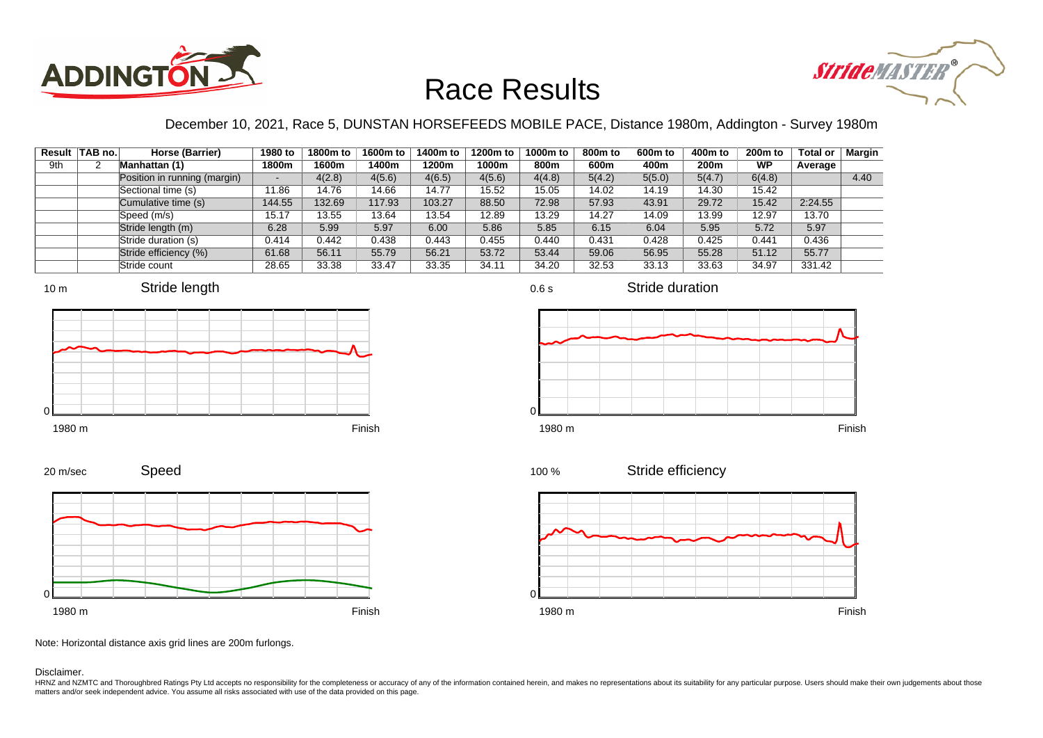# Race Results

December 10, 2021, Race 5, DUNSTAN HORSEFEEDS MOBILE PACE, Distance 1980m, Addington - Survey 1980m

| Result | TAB no. | Horse (Barrier) | 1980 to 1800m | 1800m to 1600m | 1600m to 1400m | 1400m to 1200m | 1200m to 1000m | 1000m to 800m | 800m to 600m | 600m to 400m | 400m to 200m | 200m to WP | Total or Average | Margin |
|---|---|---|---|---|---|---|---|---|---|---|---|---|---|---|
| 9th | 2 | Manhattan (1) | | | | | | | | | | | | |
| | | Position in running (margin) | - | 4(2.8) | 4(5.6) | 4(6.5) | 4(5.6) | 4(4.8) | 5(4.2) | 5(5.0) | 5(4.7) | 6(4.8) | | 4.40 |
| | | Sectional time (s) | 11.86 | 14.76 | 14.66 | 14.77 | 15.52 | 15.05 | 14.02 | 14.19 | 14.30 | 15.42 | | |
| | | Cumulative time (s) | 144.55 | 132.69 | 117.93 | 103.27 | 88.50 | 72.98 | 57.93 | 43.91 | 29.72 | 15.42 | 2:24.55 | |
| | | Speed (m/s) | 15.17 | 13.55 | 13.64 | 13.54 | 12.89 | 13.29 | 14.27 | 14.09 | 13.99 | 12.97 | 13.70 | |
| | | Stride length (m) | 6.28 | 5.99 | 5.97 | 6.00 | 5.86 | 5.85 | 6.15 | 6.04 | 5.95 | 5.72 | 5.97 | |
| | | Stride duration (s) | 0.414 | 0.442 | 0.438 | 0.443 | 0.455 | 0.440 | 0.431 | 0.428 | 0.425 | 0.441 | 0.436 | |
| | | Stride efficiency (%) | 61.68 | 56.11 | 55.79 | 56.21 | 53.72 | 53.44 | 59.06 | 56.95 | 55.28 | 51.12 | 55.77 | |
| | | Stride count | 28.65 | 33.38 | 33.47 | 33.35 | 34.11 | 34.20 | 32.53 | 33.13 | 33.63 | 34.97 | 331.42 | |

Stride length
10 m
0
1980 m
Finish

Stride duration
0.6 s
0
1980 m
Finish

Speed
20 m/sec
0
1980 m
Finish

Stride efficiency
100 %
0
1980 m
Finish

Note: Horizontal distance axis grid lines are 200m furlongs.

Disclaimer.

HRNZ and NZMTC and Thoroughbred Ratings Pty Ltd accepts no responsibility for the completeness or accuracy of any of the information contained herein, and makes no representations about its suitability for any particular purpose. Users should make their own judgements about those matters and/or seek independent advice. You assume all risks associated with use of the data provided on this page.